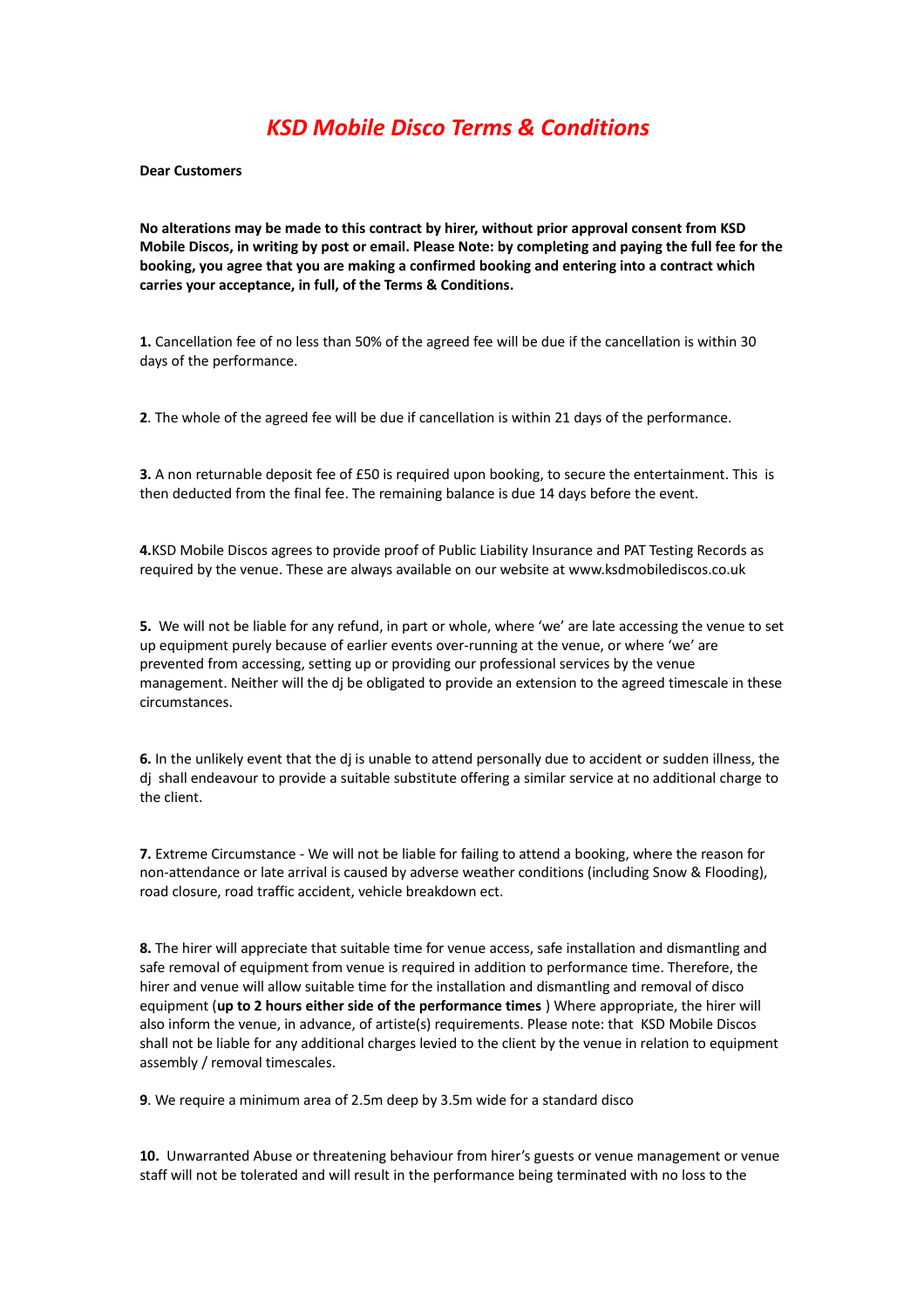# *KSD Mobile Disco Terms & Conditions*

**Dear Customers**

**No alterations may be made to this contract by hirer, without prior approval consent from KSD Mobile Discos, in writing by post or email. Please Note: by completing and paying the full fee for the booking, you agree that you are making a confirmed booking and entering into a contract which carries your acceptance, in full, of the Terms & Conditions.**

**1.** Cancellation fee of no less than 50% of the agreed fee will be due if the cancellation is within 30 days of the performance.

**2**. The whole of the agreed fee will be due if cancellation is within 21 days of the performance.

**3.** A non returnable deposit fee of £50 is required upon booking, to secure the entertainment. This is then deducted from the final fee. The remaining balance is due 14 days before the event.

**4.**KSD Mobile Discos agrees to provide proof of Public Liability Insurance and PAT Testing Records as required by the venue. These are always available on our website at www.ksdmobilediscos.co.uk

**5.** We will not be liable for any refund, in part or whole, where 'we' are late accessing the venue to set up equipment purely because of earlier events over-running at the venue, or where 'we' are prevented from accessing, setting up or providing our professional services by the venue management. Neither will the dj be obligated to provide an extension to the agreed timescale in these circumstances.

**6.** In the unlikely event that the dj is unable to attend personally due to accident or sudden illness, the dj shall endeavour to provide a suitable substitute offering a similar service at no additional charge to the client.

**7.** Extreme Circumstance - We will not be liable for failing to attend a booking, where the reason for non-attendance or late arrival is caused by adverse weather conditions (including Snow & Flooding), road closure, road traffic accident, vehicle breakdown ect.

**8.** The hirer will appreciate that suitable time for venue access, safe installation and dismantling and safe removal of equipment from venue is required in addition to performance time. Therefore, the hirer and venue will allow suitable time for the installation and dismantling and removal of disco equipment (**up to 2 hours either side of the performance times** ) Where appropriate, the hirer will also inform the venue, in advance, of artiste(s) requirements. Please note: that KSD Mobile Discos shall not be liable for any additional charges levied to the client by the venue in relation to equipment assembly / removal timescales.

**9**. We require a minimum area of 2.5m deep by 3.5m wide for a standard disco

**10.** Unwarranted Abuse or threatening behaviour from hirer's guests or venue management or venue staff will not be tolerated and will result in the performance being terminated with no loss to the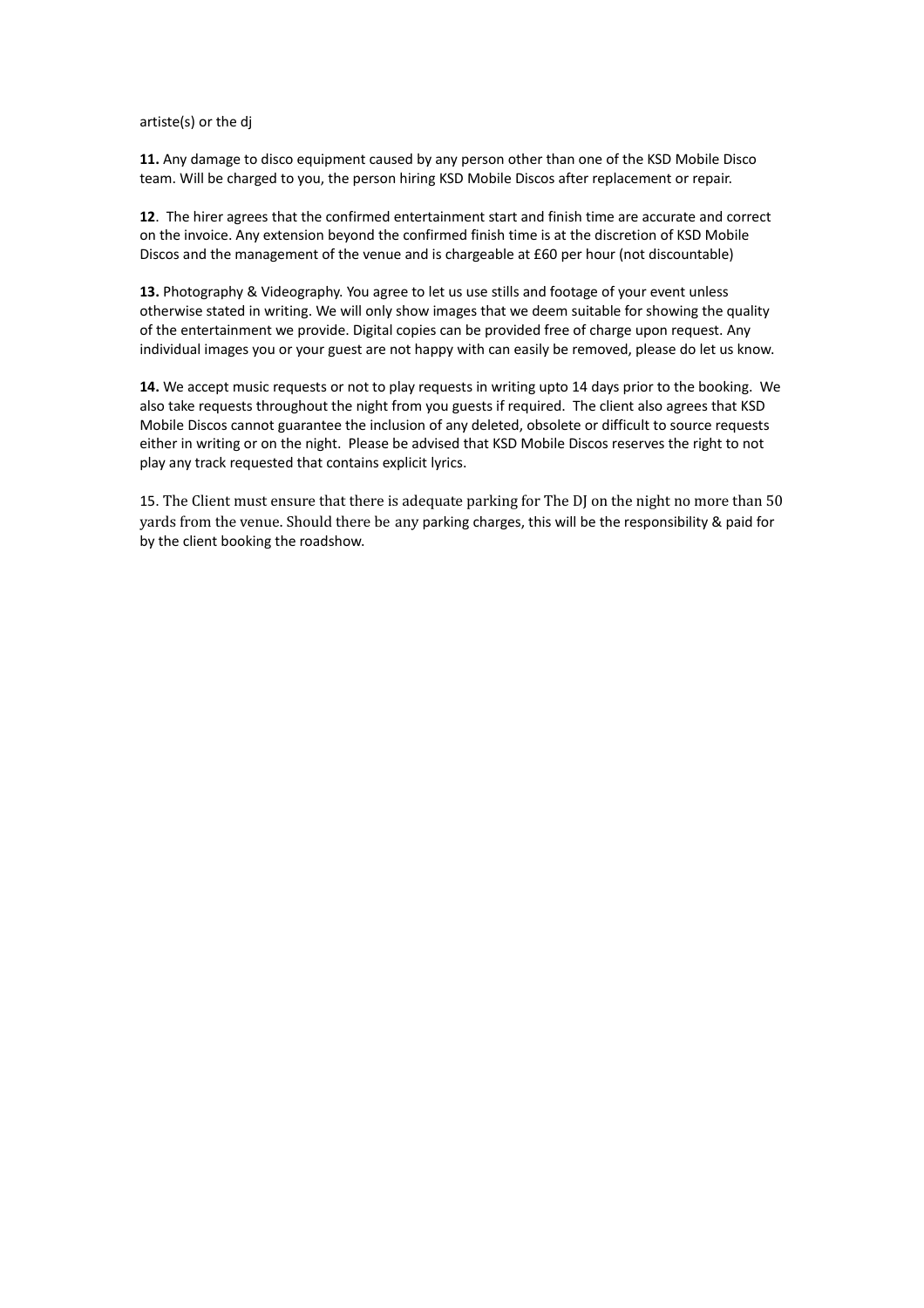artiste(s) or the dj

**11.** Any damage to disco equipment caused by any person other than one of the KSD Mobile Disco team. Will be charged to you, the person hiring KSD Mobile Discos after replacement or repair.

**12**. The hirer agrees that the confirmed entertainment start and finish time are accurate and correct on the invoice. Any extension beyond the confirmed finish time is at the discretion of KSD Mobile Discos and the management of the venue and is chargeable at £60 per hour (not discountable)

**13.** Photography & Videography. You agree to let us use stills and footage of your event unless otherwise stated in writing. We will only show images that we deem suitable for showing the quality of the entertainment we provide. Digital copies can be provided free of charge upon request. Any individual images you or your guest are not happy with can easily be removed, please do let us know.

**14.** We accept music requests or not to play requests in writing upto 14 days prior to the booking. We also take requests throughout the night from you guests if required. The client also agrees that KSD Mobile Discos cannot guarantee the inclusion of any deleted, obsolete or difficult to source requests either in writing or on the night. Please be advised that KSD Mobile Discos reserves the right to not play any track requested that contains explicit lyrics.

15. The Client must ensure that there is adequate parking for The DJ on the night no more than 50 yards from the venue. Should there be any parking charges, this will be the responsibility & paid for by the client booking the roadshow.